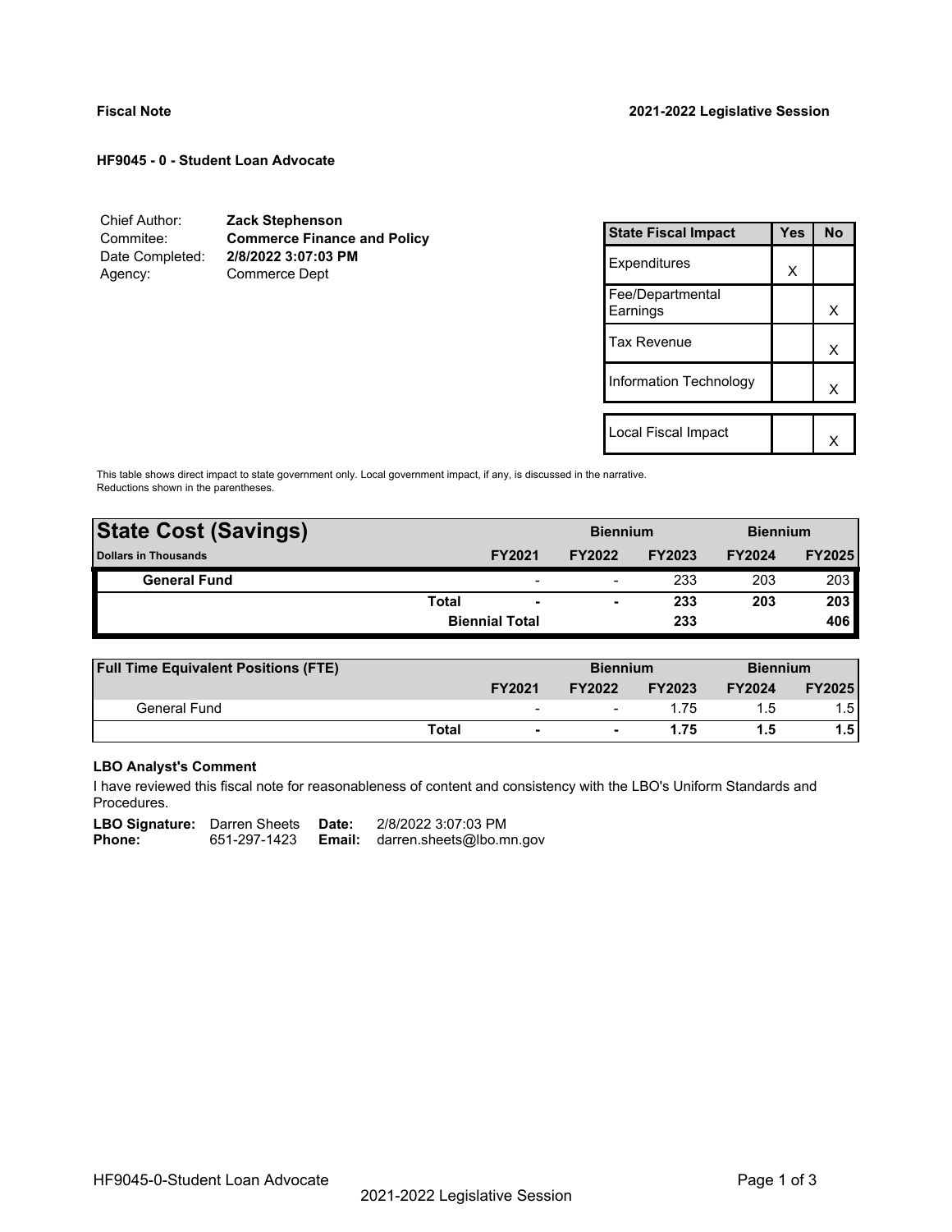**Fiscal Note** | **2021-2022 Legislative Session**

### HF9045 - 0 - Student Loan Advocate

| | |
|---|---|
| Chief Author: | **Zack Stephenson** |
| Commitee: | **Commerce Finance and Policy** |
| Date Completed: | **2/8/2022 3:07:03 PM** |
| Agency: | Commerce Dept |

| State Fiscal Impact | Yes | No |
|---|---|---|
| Expenditures | X | |
| Fee/Departmental Earnings | | X |
| Tax Revenue | | X |
| Information Technology | | X |
| Local Fiscal Impact | | X |

This table shows direct impact to state government only. Local government impact, if any, is discussed in the narrative. Reductions shown in the parentheses.

| **State Cost (Savings)** | | | **Biennium** | | **Biennium** | |
|---|---|---|---|---|---|---|
| **Dollars in Thousands** | | **FY2021** | **FY2022** | **FY2023** | **FY2024** | **FY2025** |
| **General Fund** | | - | - | 233 | 203 | 203 |
| | **Total** | **-** | **-** | **233** | **203** | **203** |
| | | **Biennial Total** | | **233** | | **406** |

| **Full Time Equivalent Positions (FTE)** | | | **Biennium** | | **Biennium** | |
|---|---|---|---|---|---|---|
| | | **FY2021** | **FY2022** | **FY2023** | **FY2024** | **FY2025** |
| General Fund | | - | - | 1.75 | 1.5 | 1.5 |
| | **Total** | **-** | **-** | **1.75** | **1.5** | **1.5** |

**LBO Analyst's Comment**

I have reviewed this fiscal note for reasonableness of content and consistency with the LBO's Uniform Standards and Procedures.

| | | | |
|---|---|---|---|
| **LBO Signature:** | Darren Sheets | **Date:** | 2/8/2022 3:07:03 PM |
| **Phone:** | 651-297-1423 | **Email:** | darren.sheets@lbo.mn.gov |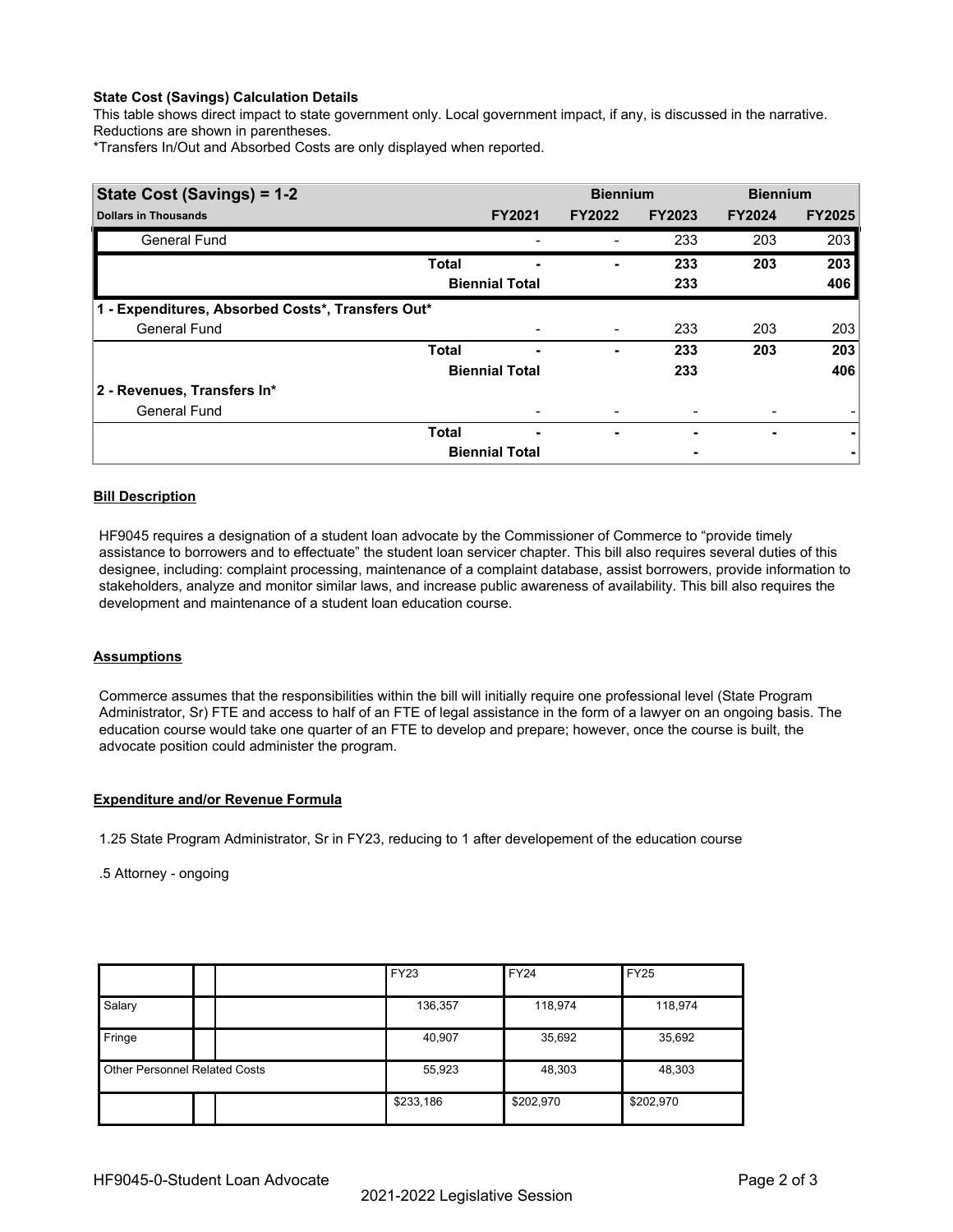**State Cost (Savings) Calculation Details**

This table shows direct impact to state government only. Local government impact, if any, is discussed in the narrative. Reductions are shown in parentheses.

*Transfers In/Out and Absorbed Costs are only displayed when reported.

| State Cost (Savings) = 1-2 | | | Biennium | | Biennium | |
|---|---|---|---|---|---|---|
| **Dollars in Thousands** | | **FY2021** | **FY2022** | **FY2023** | **FY2024** | **FY2025** |
| General Fund | | - | - | 233 | 203 | 203 |
| | **Total** | **-** | **-** | **233** | **203** | **203** |
| | **Biennial Total** | | | **233** | | **406** |
| **1 - Expenditures, Absorbed Costs*, Transfers Out*** | | | | | | |
| General Fund | | - | - | 233 | 203 | 203 |
| | **Total** | **-** | **-** | **233** | **203** | **203** |
| | **Biennial Total** | | | **233** | | **406** |
| **2 - Revenues, Transfers In*** | | | | | | |
| General Fund | | - | - | - | - | - |
| | **Total** | **-** | **-** | **-** | **-** | **-** |
| | **Biennial Total** | | | **-** | | **-** |

**Bill Description**

HF9045 requires a designation of a student loan advocate by the Commissioner of Commerce to "provide timely assistance to borrowers and to effectuate" the student loan servicer chapter. This bill also requires several duties of this designee, including: complaint processing, maintenance of a complaint database, assist borrowers, provide information to stakeholders, analyze and monitor similar laws, and increase public awareness of availability. This bill also requires the development and maintenance of a student loan education course.

**Assumptions**

Commerce assumes that the responsibilities within the bill will initially require one professional level (State Program Administrator, Sr) FTE and access to half of an FTE of legal assistance in the form of a lawyer on an ongoing basis. The education course would take one quarter of an FTE to develop and prepare; however, once the course is built, the advocate position could administer the program.

**Expenditure and/or Revenue Formula**

1.25 State Program Administrator, Sr in FY23, reducing to 1 after developement of the education course

.5 Attorney - ongoing

| | FY23 | FY24 | FY25 |
|---|---|---|---|
| Salary | 136,357 | 118,974 | 118,974 |
| Fringe | 40,907 | 35,692 | 35,692 |
| Other Personnel Related Costs | 55,923 | 48,303 | 48,303 |
| | $233,186 | $202,970 | $202,970 |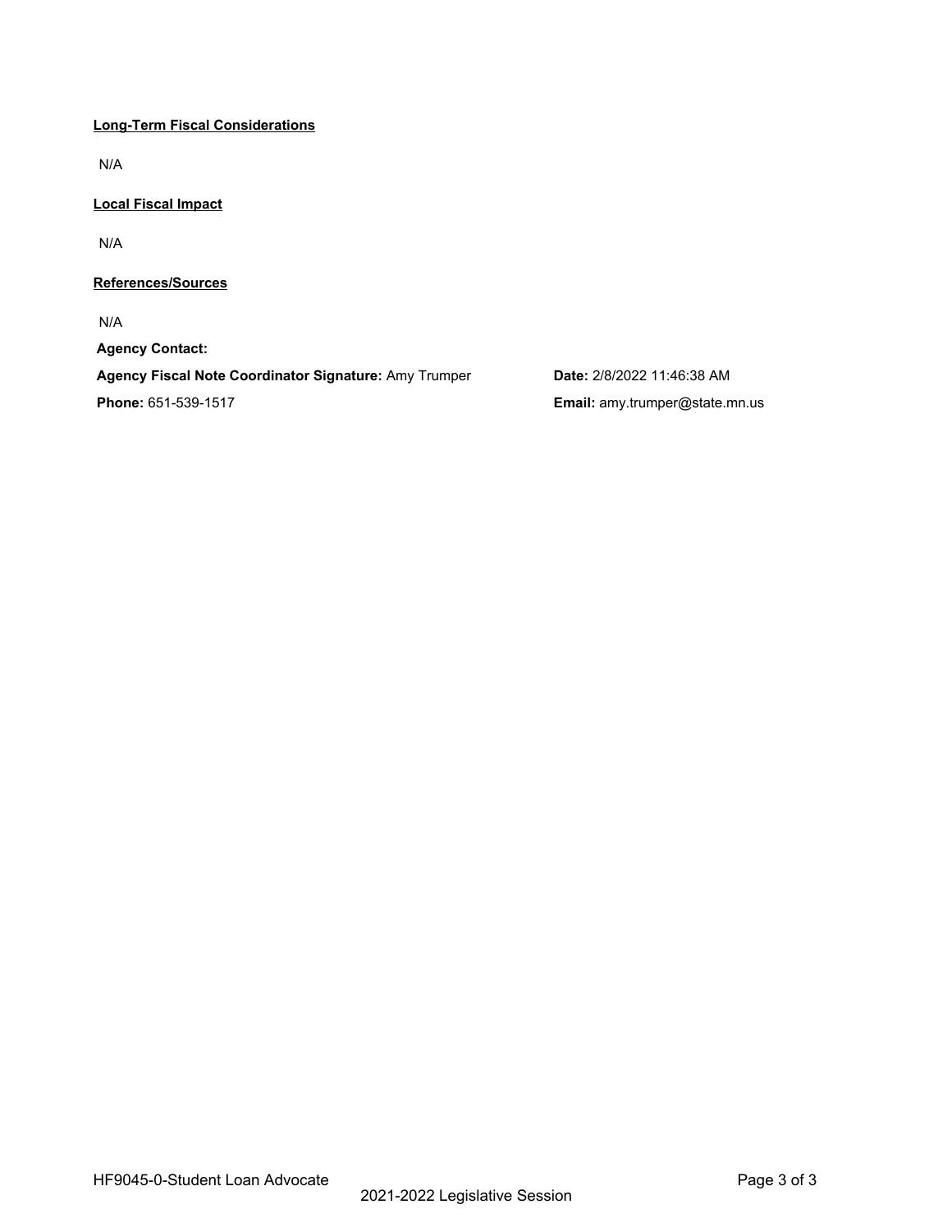**Long-Term Fiscal Considerations**

N/A

**Local Fiscal Impact**

N/A

**References/Sources**

N/A

**Agency Contact:**

**Agency Fiscal Note Coordinator Signature:** Amy Trumper

**Date:** 2/8/2022 11:46:38 AM

**Phone:** 651-539-1517

**Email:** amy.trumper@state.mn.us